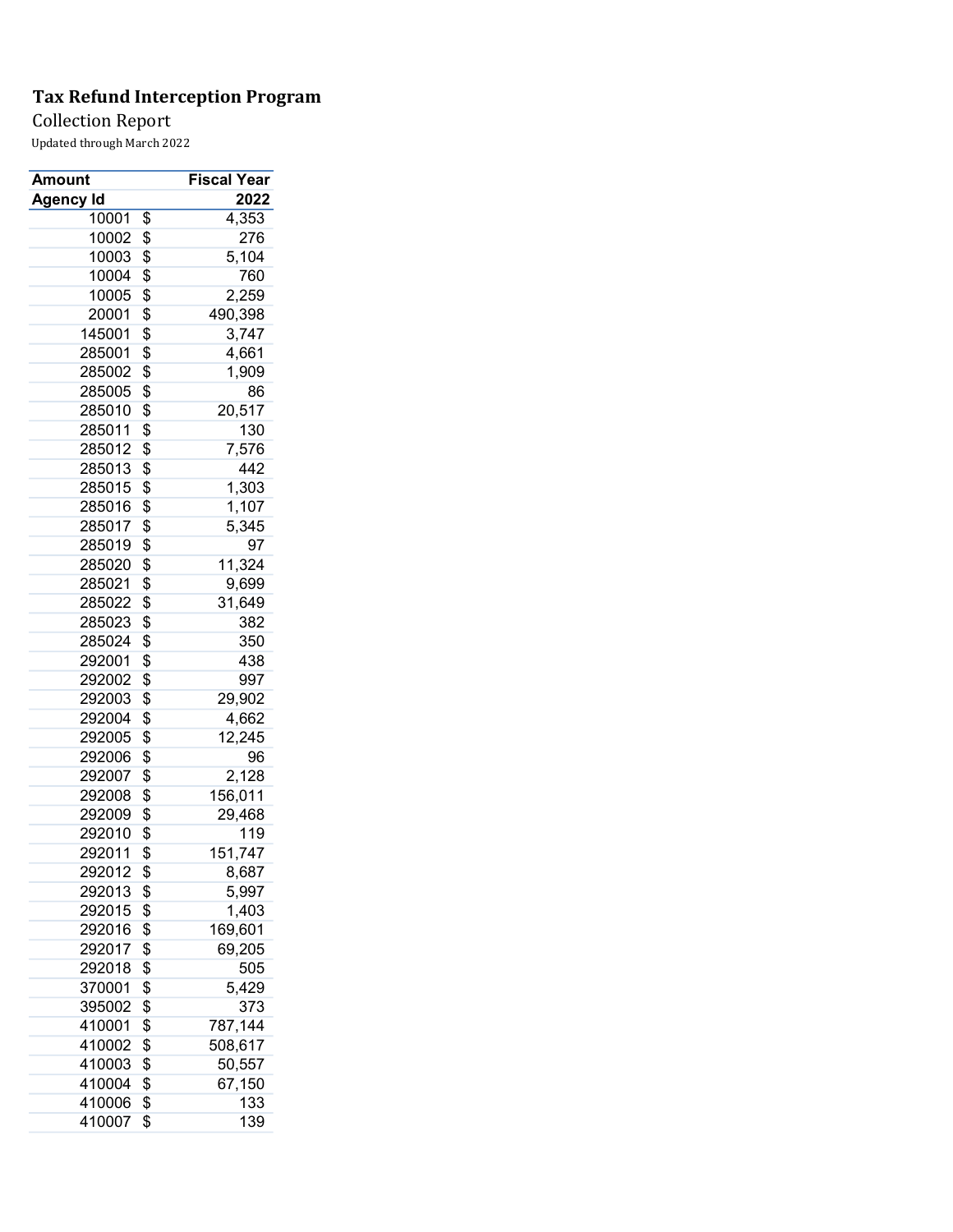# Tax Refund Interception Program

Collection Report

Updated through March 2022

| Amount | Fiscal Year |
|---|---|
| Agency Id | 2022 |
| 10001 | $ 4,353 |
| 10002 | $ 276 |
| 10003 | $ 5,104 |
| 10004 | $ 760 |
| 10005 | $ 2,259 |
| 20001 | $ 490,398 |
| 145001 | $ 3,747 |
| 285001 | $ 4,661 |
| 285002 | $ 1,909 |
| 285005 | $ 86 |
| 285010 | $ 20,517 |
| 285011 | $ 130 |
| 285012 | $ 7,576 |
| 285013 | $ 442 |
| 285015 | $ 1,303 |
| 285016 | $ 1,107 |
| 285017 | $ 5,345 |
| 285019 | $ 97 |
| 285020 | $ 11,324 |
| 285021 | $ 9,699 |
| 285022 | $ 31,649 |
| 285023 | $ 382 |
| 285024 | $ 350 |
| 292001 | $ 438 |
| 292002 | $ 997 |
| 292003 | $ 29,902 |
| 292004 | $ 4,662 |
| 292005 | $ 12,245 |
| 292006 | $ 96 |
| 292007 | $ 2,128 |
| 292008 | $ 156,011 |
| 292009 | $ 29,468 |
| 292010 | $ 119 |
| 292011 | $ 151,747 |
| 292012 | $ 8,687 |
| 292013 | $ 5,997 |
| 292015 | $ 1,403 |
| 292016 | $ 169,601 |
| 292017 | $ 69,205 |
| 292018 | $ 505 |
| 370001 | $ 5,429 |
| 395002 | $ 373 |
| 410001 | $ 787,144 |
| 410002 | $ 508,617 |
| 410003 | $ 50,557 |
| 410004 | $ 67,150 |
| 410006 | $ 133 |
| 410007 | $ 139 |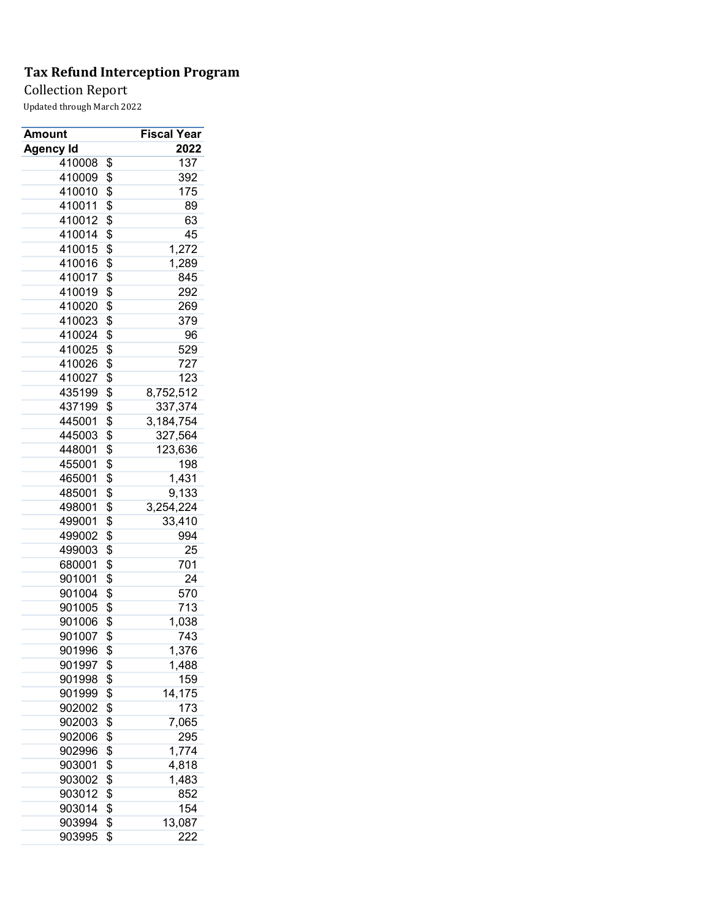# Tax Refund Interception Program

Collection Report

Updated through March 2022

| Amount | Fiscal Year |
|---|---|
| **Agency Id** | **2022** |
| 410008 | $ 137 |
| 410009 | $ 392 |
| 410010 | $ 175 |
| 410011 | $ 89 |
| 410012 | $ 63 |
| 410014 | $ 45 |
| 410015 | $ 1,272 |
| 410016 | $ 1,289 |
| 410017 | $ 845 |
| 410019 | $ 292 |
| 410020 | $ 269 |
| 410023 | $ 379 |
| 410024 | $ 96 |
| 410025 | $ 529 |
| 410026 | $ 727 |
| 410027 | $ 123 |
| 435199 | $ 8,752,512 |
| 437199 | $ 337,374 |
| 445001 | $ 3,184,754 |
| 445003 | $ 327,564 |
| 448001 | $ 123,636 |
| 455001 | $ 198 |
| 465001 | $ 1,431 |
| 485001 | $ 9,133 |
| 498001 | $ 3,254,224 |
| 499001 | $ 33,410 |
| 499002 | $ 994 |
| 499003 | $ 25 |
| 680001 | $ 701 |
| 901001 | $ 24 |
| 901004 | $ 570 |
| 901005 | $ 713 |
| 901006 | $ 1,038 |
| 901007 | $ 743 |
| 901996 | $ 1,376 |
| 901997 | $ 1,488 |
| 901998 | $ 159 |
| 901999 | $ 14,175 |
| 902002 | $ 173 |
| 902003 | $ 7,065 |
| 902006 | $ 295 |
| 902996 | $ 1,774 |
| 903001 | $ 4,818 |
| 903002 | $ 1,483 |
| 903012 | $ 852 |
| 903014 | $ 154 |
| 903994 | $ 13,087 |
| 903995 | $ 222 |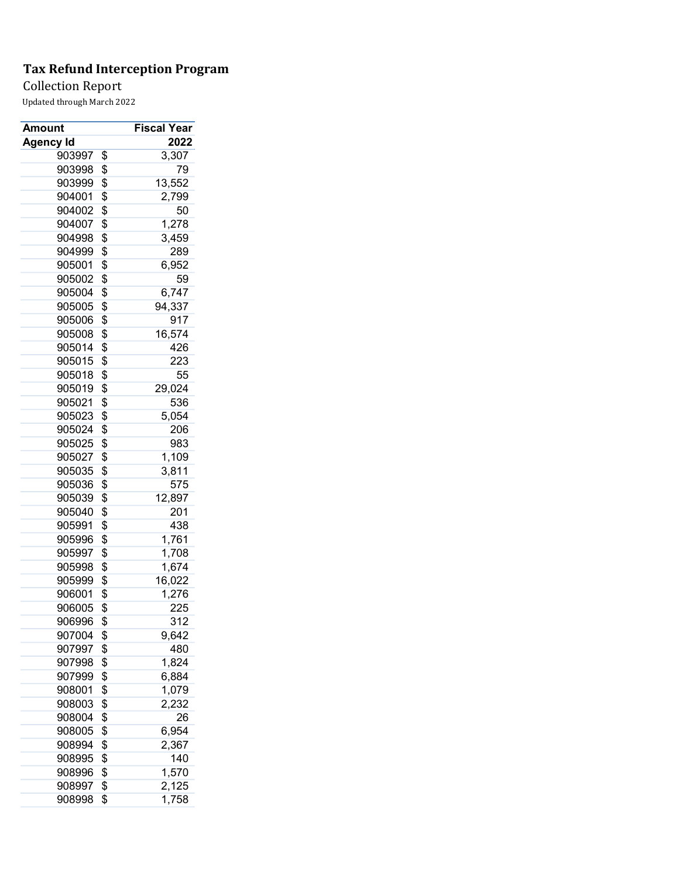# Tax Refund Interception Program

Collection Report

Updated through March 2022

| Amount | Fiscal Year |
|---|---|
| **Agency Id** | **2022** |
| 903997 | $ 3,307 |
| 903998 | $ 79 |
| 903999 | $ 13,552 |
| 904001 | $ 2,799 |
| 904002 | $ 50 |
| 904007 | $ 1,278 |
| 904998 | $ 3,459 |
| 904999 | $ 289 |
| 905001 | $ 6,952 |
| 905002 | $ 59 |
| 905004 | $ 6,747 |
| 905005 | $ 94,337 |
| 905006 | $ 917 |
| 905008 | $ 16,574 |
| 905014 | $ 426 |
| 905015 | $ 223 |
| 905018 | $ 55 |
| 905019 | $ 29,024 |
| 905021 | $ 536 |
| 905023 | $ 5,054 |
| 905024 | $ 206 |
| 905025 | $ 983 |
| 905027 | $ 1,109 |
| 905035 | $ 3,811 |
| 905036 | $ 575 |
| 905039 | $ 12,897 |
| 905040 | $ 201 |
| 905991 | $ 438 |
| 905996 | $ 1,761 |
| 905997 | $ 1,708 |
| 905998 | $ 1,674 |
| 905999 | $ 16,022 |
| 906001 | $ 1,276 |
| 906005 | $ 225 |
| 906996 | $ 312 |
| 907004 | $ 9,642 |
| 907997 | $ 480 |
| 907998 | $ 1,824 |
| 907999 | $ 6,884 |
| 908001 | $ 1,079 |
| 908003 | $ 2,232 |
| 908004 | $ 26 |
| 908005 | $ 6,954 |
| 908994 | $ 2,367 |
| 908995 | $ 140 |
| 908996 | $ 1,570 |
| 908997 | $ 2,125 |
| 908998 | $ 1,758 |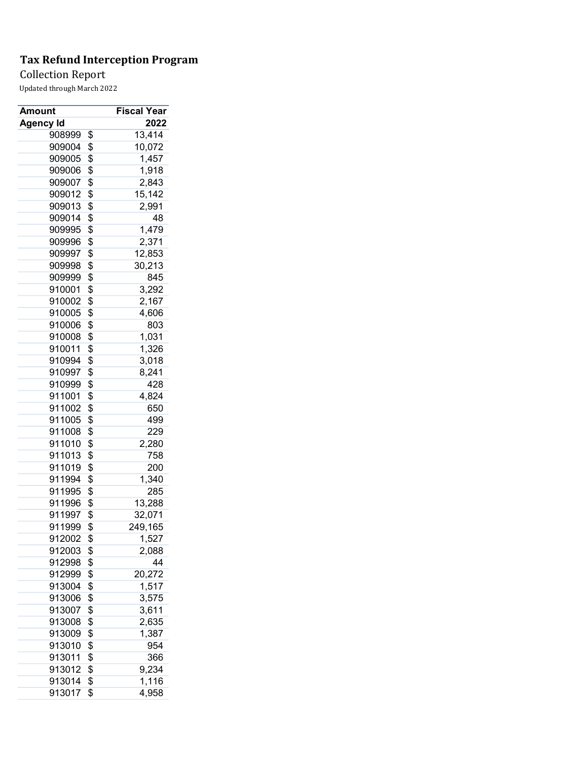**Tax Refund Interception Program**

Collection Report

Updated through March 2022

| Amount | Fiscal Year |
|---|---|
| Agency Id | 2022 |
| 908999 | $ 13,414 |
| 909004 | $ 10,072 |
| 909005 | $ 1,457 |
| 909006 | $ 1,918 |
| 909007 | $ 2,843 |
| 909012 | $ 15,142 |
| 909013 | $ 2,991 |
| 909014 | $ 48 |
| 909995 | $ 1,479 |
| 909996 | $ 2,371 |
| 909997 | $ 12,853 |
| 909998 | $ 30,213 |
| 909999 | $ 845 |
| 910001 | $ 3,292 |
| 910002 | $ 2,167 |
| 910005 | $ 4,606 |
| 910006 | $ 803 |
| 910008 | $ 1,031 |
| 910011 | $ 1,326 |
| 910994 | $ 3,018 |
| 910997 | $ 8,241 |
| 910999 | $ 428 |
| 911001 | $ 4,824 |
| 911002 | $ 650 |
| 911005 | $ 499 |
| 911008 | $ 229 |
| 911010 | $ 2,280 |
| 911013 | $ 758 |
| 911019 | $ 200 |
| 911994 | $ 1,340 |
| 911995 | $ 285 |
| 911996 | $ 13,288 |
| 911997 | $ 32,071 |
| 911999 | $ 249,165 |
| 912002 | $ 1,527 |
| 912003 | $ 2,088 |
| 912998 | $ 44 |
| 912999 | $ 20,272 |
| 913004 | $ 1,517 |
| 913006 | $ 3,575 |
| 913007 | $ 3,611 |
| 913008 | $ 2,635 |
| 913009 | $ 1,387 |
| 913010 | $ 954 |
| 913011 | $ 366 |
| 913012 | $ 9,234 |
| 913014 | $ 1,116 |
| 913017 | $ 4,958 |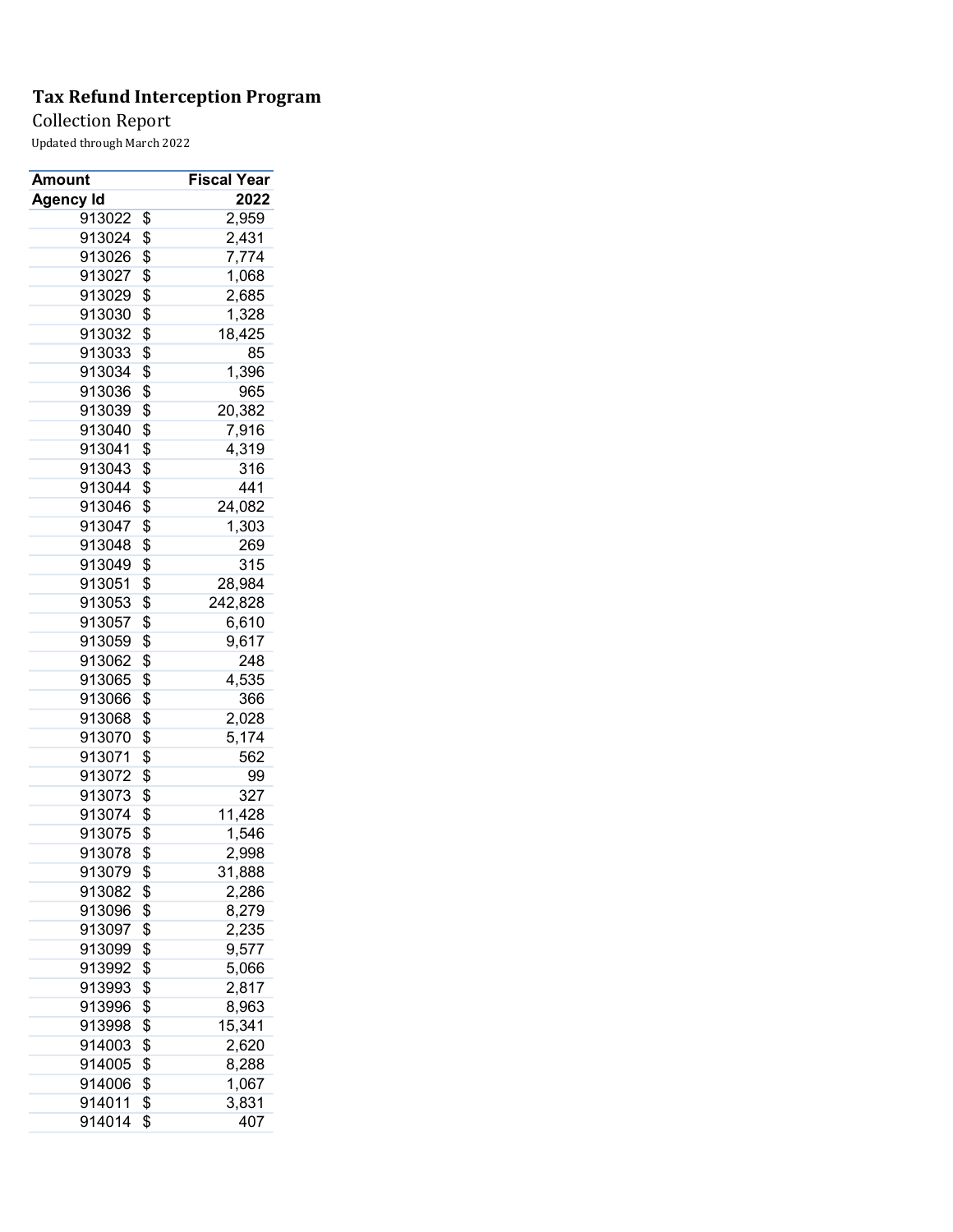**Tax Refund Interception Program**

Collection Report

Updated through March 2022

| Amount | Fiscal Year |
|---|---|
| **Agency Id** | **2022** |
| 913022 | $ 2,959 |
| 913024 | $ 2,431 |
| 913026 | $ 7,774 |
| 913027 | $ 1,068 |
| 913029 | $ 2,685 |
| 913030 | $ 1,328 |
| 913032 | $ 18,425 |
| 913033 | $ 85 |
| 913034 | $ 1,396 |
| 913036 | $ 965 |
| 913039 | $ 20,382 |
| 913040 | $ 7,916 |
| 913041 | $ 4,319 |
| 913043 | $ 316 |
| 913044 | $ 441 |
| 913046 | $ 24,082 |
| 913047 | $ 1,303 |
| 913048 | $ 269 |
| 913049 | $ 315 |
| 913051 | $ 28,984 |
| 913053 | $ 242,828 |
| 913057 | $ 6,610 |
| 913059 | $ 9,617 |
| 913062 | $ 248 |
| 913065 | $ 4,535 |
| 913066 | $ 366 |
| 913068 | $ 2,028 |
| 913070 | $ 5,174 |
| 913071 | $ 562 |
| 913072 | $ 99 |
| 913073 | $ 327 |
| 913074 | $ 11,428 |
| 913075 | $ 1,546 |
| 913078 | $ 2,998 |
| 913079 | $ 31,888 |
| 913082 | $ 2,286 |
| 913096 | $ 8,279 |
| 913097 | $ 2,235 |
| 913099 | $ 9,577 |
| 913992 | $ 5,066 |
| 913993 | $ 2,817 |
| 913996 | $ 8,963 |
| 913998 | $ 15,341 |
| 914003 | $ 2,620 |
| 914005 | $ 8,288 |
| 914006 | $ 1,067 |
| 914011 | $ 3,831 |
| 914014 | $ 407 |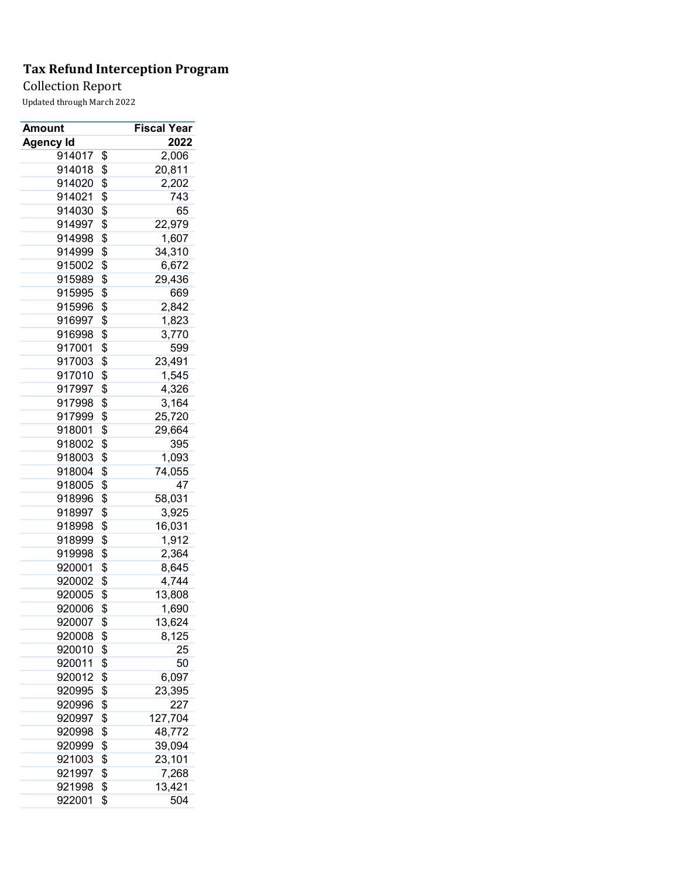# Tax Refund Interception Program

Collection Report

Updated through March 2022

| Amount | Fiscal Year |
|---|---|
| Agency Id | 2022 |
| 914017 | $ 2,006 |
| 914018 | $ 20,811 |
| 914020 | $ 2,202 |
| 914021 | $ 743 |
| 914030 | $ 65 |
| 914997 | $ 22,979 |
| 914998 | $ 1,607 |
| 914999 | $ 34,310 |
| 915002 | $ 6,672 |
| 915989 | $ 29,436 |
| 915995 | $ 669 |
| 915996 | $ 2,842 |
| 916997 | $ 1,823 |
| 916998 | $ 3,770 |
| 917001 | $ 599 |
| 917003 | $ 23,491 |
| 917010 | $ 1,545 |
| 917997 | $ 4,326 |
| 917998 | $ 3,164 |
| 917999 | $ 25,720 |
| 918001 | $ 29,664 |
| 918002 | $ 395 |
| 918003 | $ 1,093 |
| 918004 | $ 74,055 |
| 918005 | $ 47 |
| 918996 | $ 58,031 |
| 918997 | $ 3,925 |
| 918998 | $ 16,031 |
| 918999 | $ 1,912 |
| 919998 | $ 2,364 |
| 920001 | $ 8,645 |
| 920002 | $ 4,744 |
| 920005 | $ 13,808 |
| 920006 | $ 1,690 |
| 920007 | $ 13,624 |
| 920008 | $ 8,125 |
| 920010 | $ 25 |
| 920011 | $ 50 |
| 920012 | $ 6,097 |
| 920995 | $ 23,395 |
| 920996 | $ 227 |
| 920997 | $ 127,704 |
| 920998 | $ 48,772 |
| 920999 | $ 39,094 |
| 921003 | $ 23,101 |
| 921997 | $ 7,268 |
| 921998 | $ 13,421 |
| 922001 | $ 504 |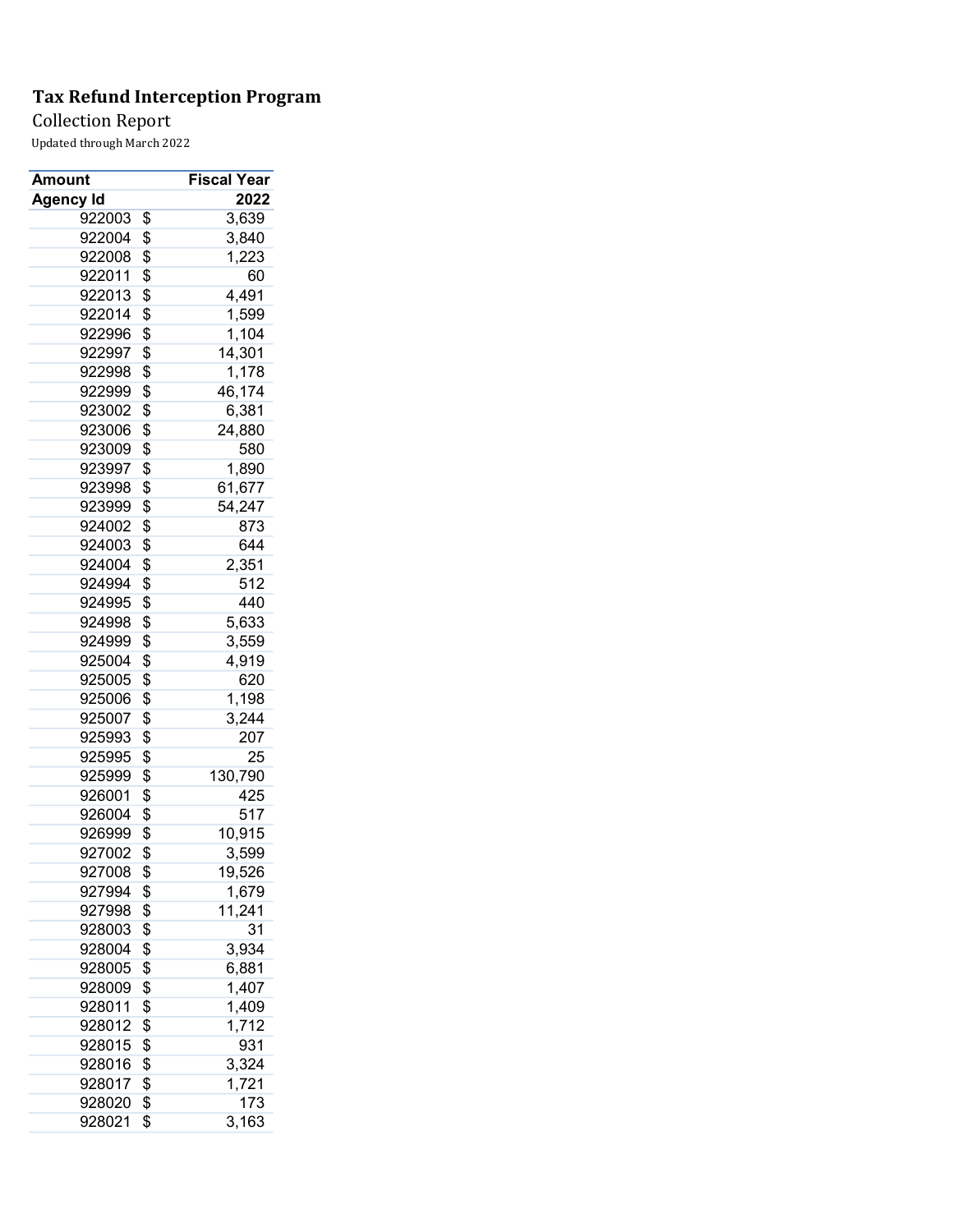**Tax Refund Interception Program**

Collection Report

Updated through March 2022

| Amount | Fiscal Year |
|---|---|
| **Agency Id** | **2022** |
| 922003 | $ 3,639 |
| 922004 | $ 3,840 |
| 922008 | $ 1,223 |
| 922011 | $ 60 |
| 922013 | $ 4,491 |
| 922014 | $ 1,599 |
| 922996 | $ 1,104 |
| 922997 | $ 14,301 |
| 922998 | $ 1,178 |
| 922999 | $ 46,174 |
| 923002 | $ 6,381 |
| 923006 | $ 24,880 |
| 923009 | $ 580 |
| 923997 | $ 1,890 |
| 923998 | $ 61,677 |
| 923999 | $ 54,247 |
| 924002 | $ 873 |
| 924003 | $ 644 |
| 924004 | $ 2,351 |
| 924994 | $ 512 |
| 924995 | $ 440 |
| 924998 | $ 5,633 |
| 924999 | $ 3,559 |
| 925004 | $ 4,919 |
| 925005 | $ 620 |
| 925006 | $ 1,198 |
| 925007 | $ 3,244 |
| 925993 | $ 207 |
| 925995 | $ 25 |
| 925999 | $ 130,790 |
| 926001 | $ 425 |
| 926004 | $ 517 |
| 926999 | $ 10,915 |
| 927002 | $ 3,599 |
| 927008 | $ 19,526 |
| 927994 | $ 1,679 |
| 927998 | $ 11,241 |
| 928003 | $ 31 |
| 928004 | $ 3,934 |
| 928005 | $ 6,881 |
| 928009 | $ 1,407 |
| 928011 | $ 1,409 |
| 928012 | $ 1,712 |
| 928015 | $ 931 |
| 928016 | $ 3,324 |
| 928017 | $ 1,721 |
| 928020 | $ 173 |
| 928021 | $ 3,163 |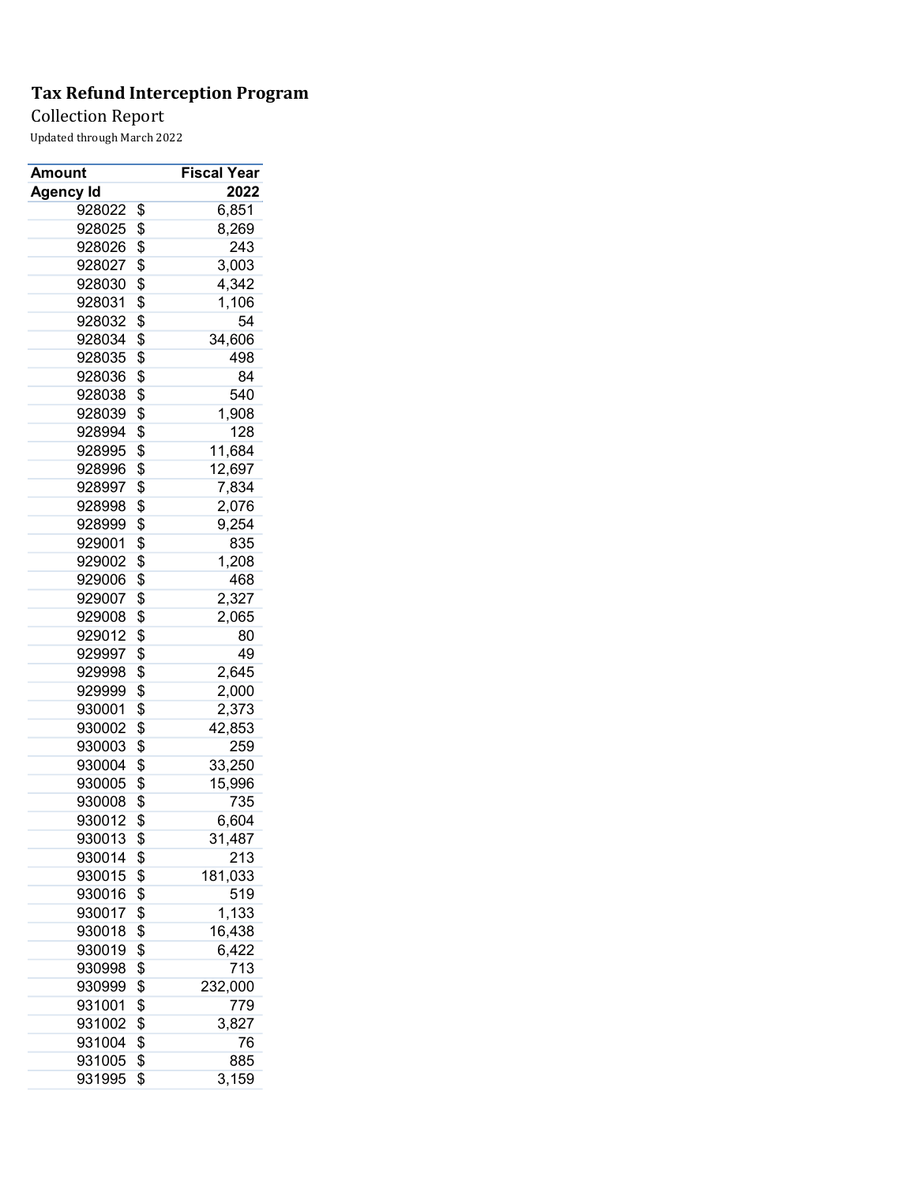**Tax Refund Interception Program**

Collection Report

Updated through March 2022

| Amount | Fiscal Year |
|---|---|
| Agency Id | 2022 |
| 928022 | $ 6,851 |
| 928025 | $ 8,269 |
| 928026 | $ 243 |
| 928027 | $ 3,003 |
| 928030 | $ 4,342 |
| 928031 | $ 1,106 |
| 928032 | $ 54 |
| 928034 | $ 34,606 |
| 928035 | $ 498 |
| 928036 | $ 84 |
| 928038 | $ 540 |
| 928039 | $ 1,908 |
| 928994 | $ 128 |
| 928995 | $ 11,684 |
| 928996 | $ 12,697 |
| 928997 | $ 7,834 |
| 928998 | $ 2,076 |
| 928999 | $ 9,254 |
| 929001 | $ 835 |
| 929002 | $ 1,208 |
| 929006 | $ 468 |
| 929007 | $ 2,327 |
| 929008 | $ 2,065 |
| 929012 | $ 80 |
| 929997 | $ 49 |
| 929998 | $ 2,645 |
| 929999 | $ 2,000 |
| 930001 | $ 2,373 |
| 930002 | $ 42,853 |
| 930003 | $ 259 |
| 930004 | $ 33,250 |
| 930005 | $ 15,996 |
| 930008 | $ 735 |
| 930012 | $ 6,604 |
| 930013 | $ 31,487 |
| 930014 | $ 213 |
| 930015 | $ 181,033 |
| 930016 | $ 519 |
| 930017 | $ 1,133 |
| 930018 | $ 16,438 |
| 930019 | $ 6,422 |
| 930998 | $ 713 |
| 930999 | $ 232,000 |
| 931001 | $ 779 |
| 931002 | $ 3,827 |
| 931004 | $ 76 |
| 931005 | $ 885 |
| 931995 | $ 3,159 |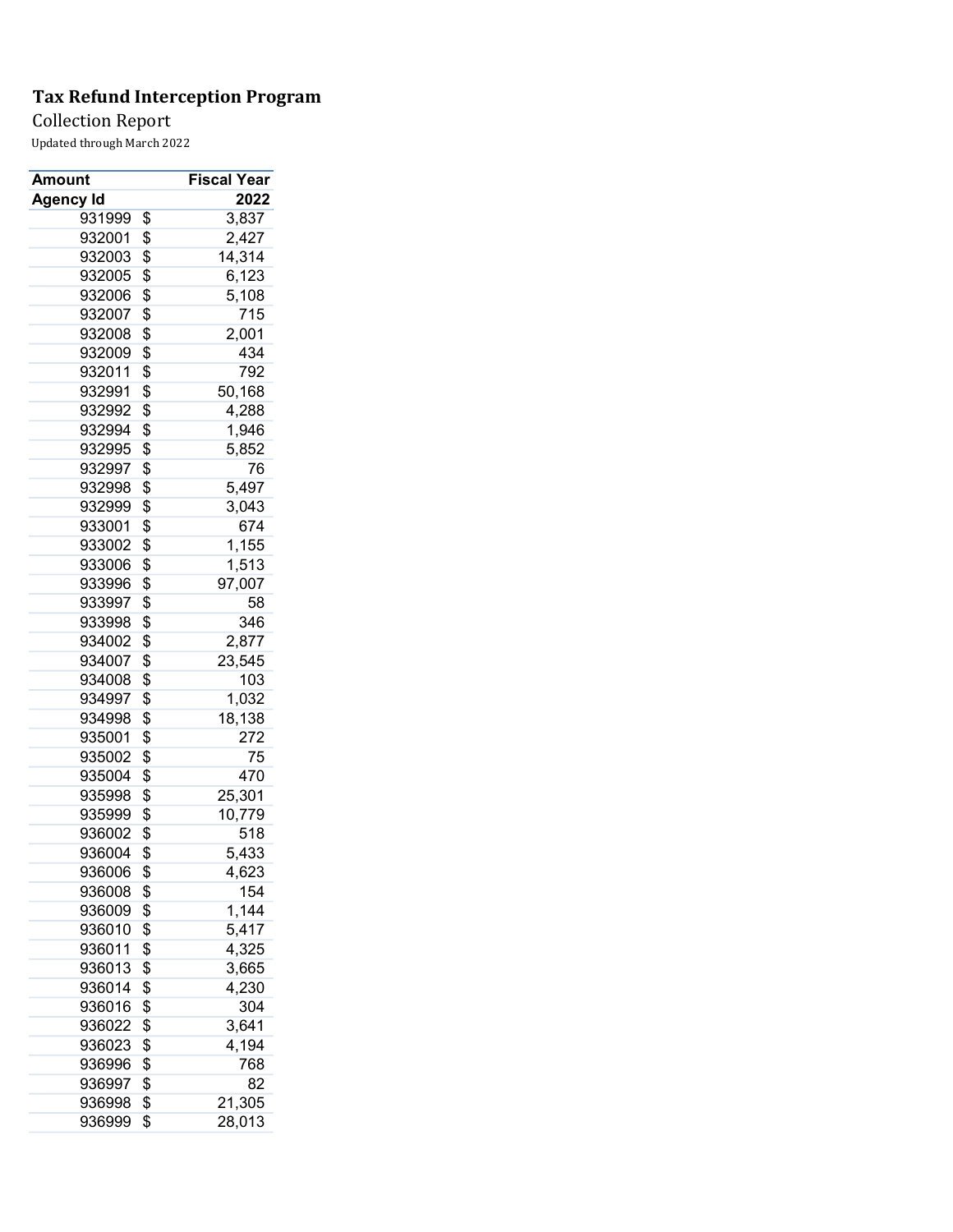**Tax Refund Interception Program**

Collection Report

Updated through March 2022

| Amount | Fiscal Year |
|---|---|
| Agency Id | 2022 |
| 931999 | $ 3,837 |
| 932001 | $ 2,427 |
| 932003 | $ 14,314 |
| 932005 | $ 6,123 |
| 932006 | $ 5,108 |
| 932007 | $ 715 |
| 932008 | $ 2,001 |
| 932009 | $ 434 |
| 932011 | $ 792 |
| 932991 | $ 50,168 |
| 932992 | $ 4,288 |
| 932994 | $ 1,946 |
| 932995 | $ 5,852 |
| 932997 | $ 76 |
| 932998 | $ 5,497 |
| 932999 | $ 3,043 |
| 933001 | $ 674 |
| 933002 | $ 1,155 |
| 933006 | $ 1,513 |
| 933996 | $ 97,007 |
| 933997 | $ 58 |
| 933998 | $ 346 |
| 934002 | $ 2,877 |
| 934007 | $ 23,545 |
| 934008 | $ 103 |
| 934997 | $ 1,032 |
| 934998 | $ 18,138 |
| 935001 | $ 272 |
| 935002 | $ 75 |
| 935004 | $ 470 |
| 935998 | $ 25,301 |
| 935999 | $ 10,779 |
| 936002 | $ 518 |
| 936004 | $ 5,433 |
| 936006 | $ 4,623 |
| 936008 | $ 154 |
| 936009 | $ 1,144 |
| 936010 | $ 5,417 |
| 936011 | $ 4,325 |
| 936013 | $ 3,665 |
| 936014 | $ 4,230 |
| 936016 | $ 304 |
| 936022 | $ 3,641 |
| 936023 | $ 4,194 |
| 936996 | $ 768 |
| 936997 | $ 82 |
| 936998 | $ 21,305 |
| 936999 | $ 28,013 |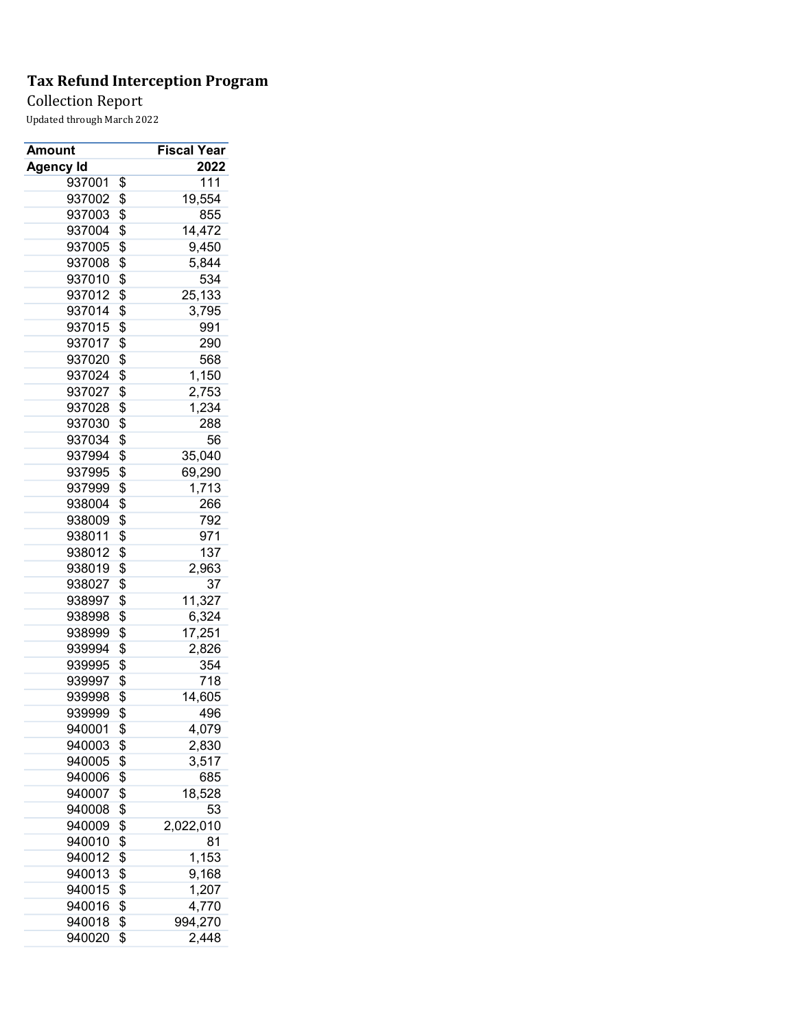# Tax Refund Interception Program

Collection Report

Updated through March 2022

| Amount | Fiscal Year |
|---|---|
| **Agency Id** | **2022** |
| 937001 | $ 111 |
| 937002 | $ 19,554 |
| 937003 | $ 855 |
| 937004 | $ 14,472 |
| 937005 | $ 9,450 |
| 937008 | $ 5,844 |
| 937010 | $ 534 |
| 937012 | $ 25,133 |
| 937014 | $ 3,795 |
| 937015 | $ 991 |
| 937017 | $ 290 |
| 937020 | $ 568 |
| 937024 | $ 1,150 |
| 937027 | $ 2,753 |
| 937028 | $ 1,234 |
| 937030 | $ 288 |
| 937034 | $ 56 |
| 937994 | $ 35,040 |
| 937995 | $ 69,290 |
| 937999 | $ 1,713 |
| 938004 | $ 266 |
| 938009 | $ 792 |
| 938011 | $ 971 |
| 938012 | $ 137 |
| 938019 | $ 2,963 |
| 938027 | $ 37 |
| 938997 | $ 11,327 |
| 938998 | $ 6,324 |
| 938999 | $ 17,251 |
| 939994 | $ 2,826 |
| 939995 | $ 354 |
| 939997 | $ 718 |
| 939998 | $ 14,605 |
| 939999 | $ 496 |
| 940001 | $ 4,079 |
| 940003 | $ 2,830 |
| 940005 | $ 3,517 |
| 940006 | $ 685 |
| 940007 | $ 18,528 |
| 940008 | $ 53 |
| 940009 | $ 2,022,010 |
| 940010 | $ 81 |
| 940012 | $ 1,153 |
| 940013 | $ 9,168 |
| 940015 | $ 1,207 |
| 940016 | $ 4,770 |
| 940018 | $ 994,270 |
| 940020 | $ 2,448 |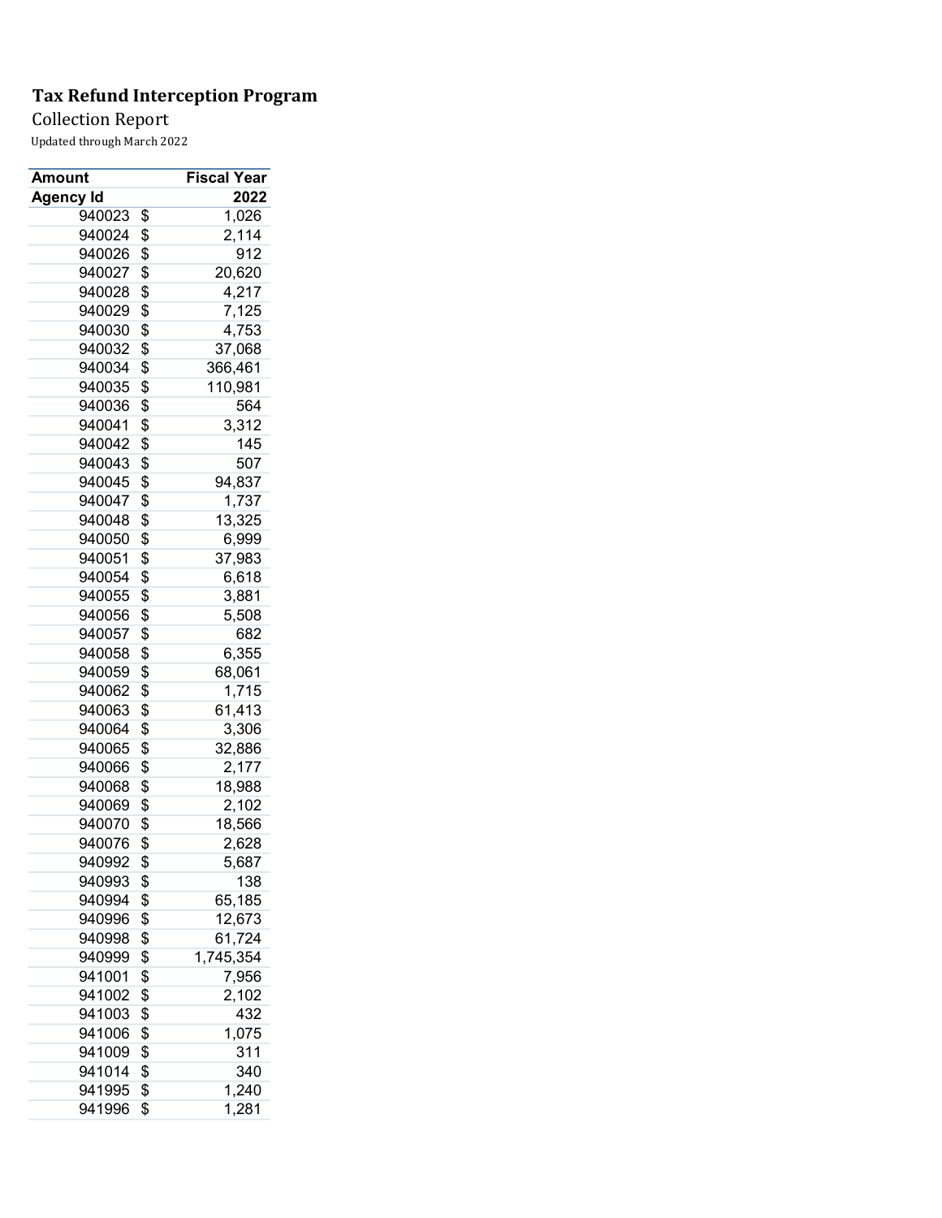**Tax Refund Interception Program**

Collection Report

Updated through March 2022

| Amount | Fiscal Year |
|---|---|
| **Agency Id** | **2022** |
| 940023 | $ 1,026 |
| 940024 | $ 2,114 |
| 940026 | $ 912 |
| 940027 | $ 20,620 |
| 940028 | $ 4,217 |
| 940029 | $ 7,125 |
| 940030 | $ 4,753 |
| 940032 | $ 37,068 |
| 940034 | $ 366,461 |
| 940035 | $ 110,981 |
| 940036 | $ 564 |
| 940041 | $ 3,312 |
| 940042 | $ 145 |
| 940043 | $ 507 |
| 940045 | $ 94,837 |
| 940047 | $ 1,737 |
| 940048 | $ 13,325 |
| 940050 | $ 6,999 |
| 940051 | $ 37,983 |
| 940054 | $ 6,618 |
| 940055 | $ 3,881 |
| 940056 | $ 5,508 |
| 940057 | $ 682 |
| 940058 | $ 6,355 |
| 940059 | $ 68,061 |
| 940062 | $ 1,715 |
| 940063 | $ 61,413 |
| 940064 | $ 3,306 |
| 940065 | $ 32,886 |
| 940066 | $ 2,177 |
| 940068 | $ 18,988 |
| 940069 | $ 2,102 |
| 940070 | $ 18,566 |
| 940076 | $ 2,628 |
| 940992 | $ 5,687 |
| 940993 | $ 138 |
| 940994 | $ 65,185 |
| 940996 | $ 12,673 |
| 940998 | $ 61,724 |
| 940999 | $ 1,745,354 |
| 941001 | $ 7,956 |
| 941002 | $ 2,102 |
| 941003 | $ 432 |
| 941006 | $ 1,075 |
| 941009 | $ 311 |
| 941014 | $ 340 |
| 941995 | $ 1,240 |
| 941996 | $ 1,281 |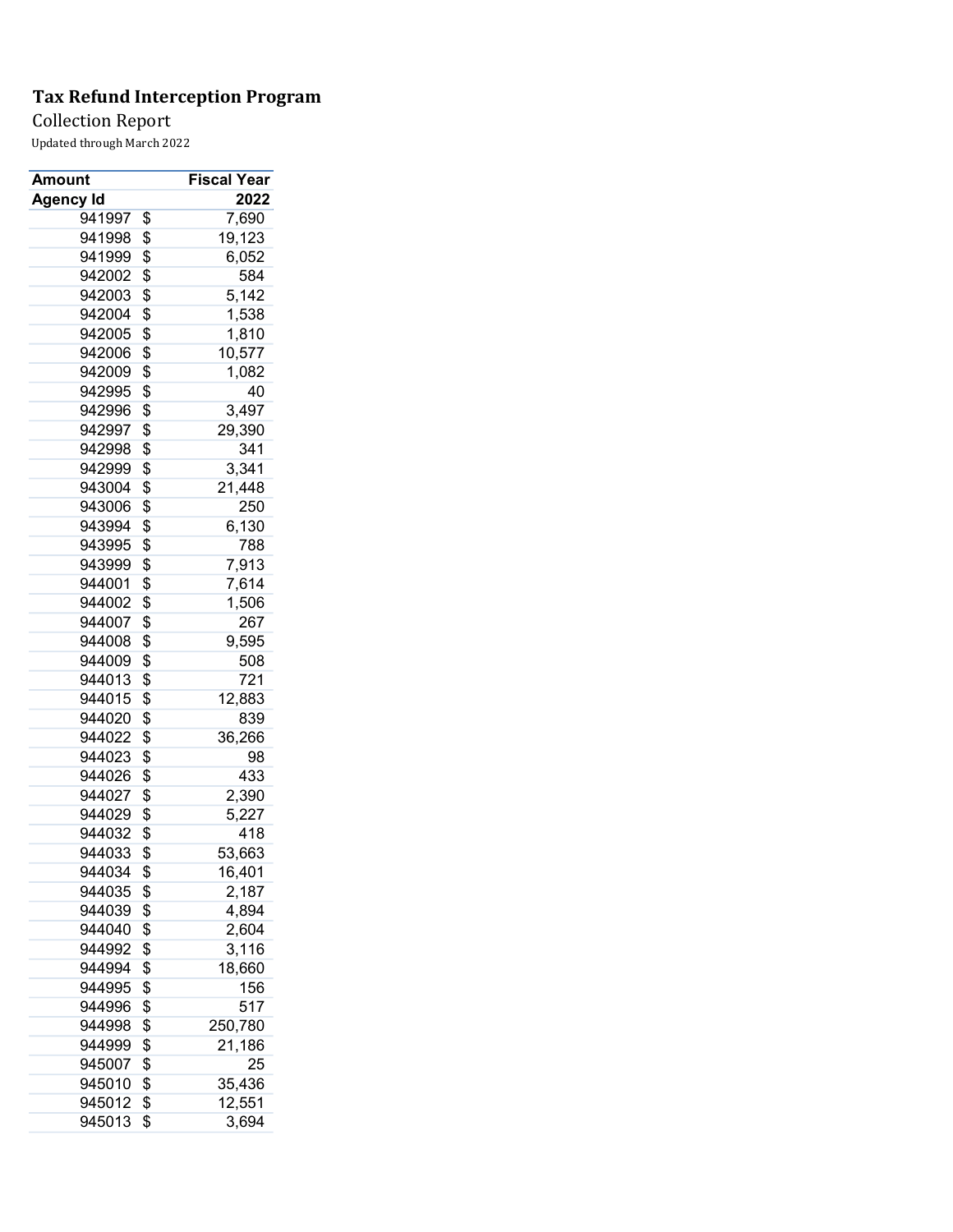**Tax Refund Interception Program**

Collection Report

Updated through March 2022

| Amount | Fiscal Year |
|---|---|
| Agency Id | 2022 |
| 941997 | $ 7,690 |
| 941998 | $ 19,123 |
| 941999 | $ 6,052 |
| 942002 | $ 584 |
| 942003 | $ 5,142 |
| 942004 | $ 1,538 |
| 942005 | $ 1,810 |
| 942006 | $ 10,577 |
| 942009 | $ 1,082 |
| 942995 | $ 40 |
| 942996 | $ 3,497 |
| 942997 | $ 29,390 |
| 942998 | $ 341 |
| 942999 | $ 3,341 |
| 943004 | $ 21,448 |
| 943006 | $ 250 |
| 943994 | $ 6,130 |
| 943995 | $ 788 |
| 943999 | $ 7,913 |
| 944001 | $ 7,614 |
| 944002 | $ 1,506 |
| 944007 | $ 267 |
| 944008 | $ 9,595 |
| 944009 | $ 508 |
| 944013 | $ 721 |
| 944015 | $ 12,883 |
| 944020 | $ 839 |
| 944022 | $ 36,266 |
| 944023 | $ 98 |
| 944026 | $ 433 |
| 944027 | $ 2,390 |
| 944029 | $ 5,227 |
| 944032 | $ 418 |
| 944033 | $ 53,663 |
| 944034 | $ 16,401 |
| 944035 | $ 2,187 |
| 944039 | $ 4,894 |
| 944040 | $ 2,604 |
| 944992 | $ 3,116 |
| 944994 | $ 18,660 |
| 944995 | $ 156 |
| 944996 | $ 517 |
| 944998 | $ 250,780 |
| 944999 | $ 21,186 |
| 945007 | $ 25 |
| 945010 | $ 35,436 |
| 945012 | $ 12,551 |
| 945013 | $ 3,694 |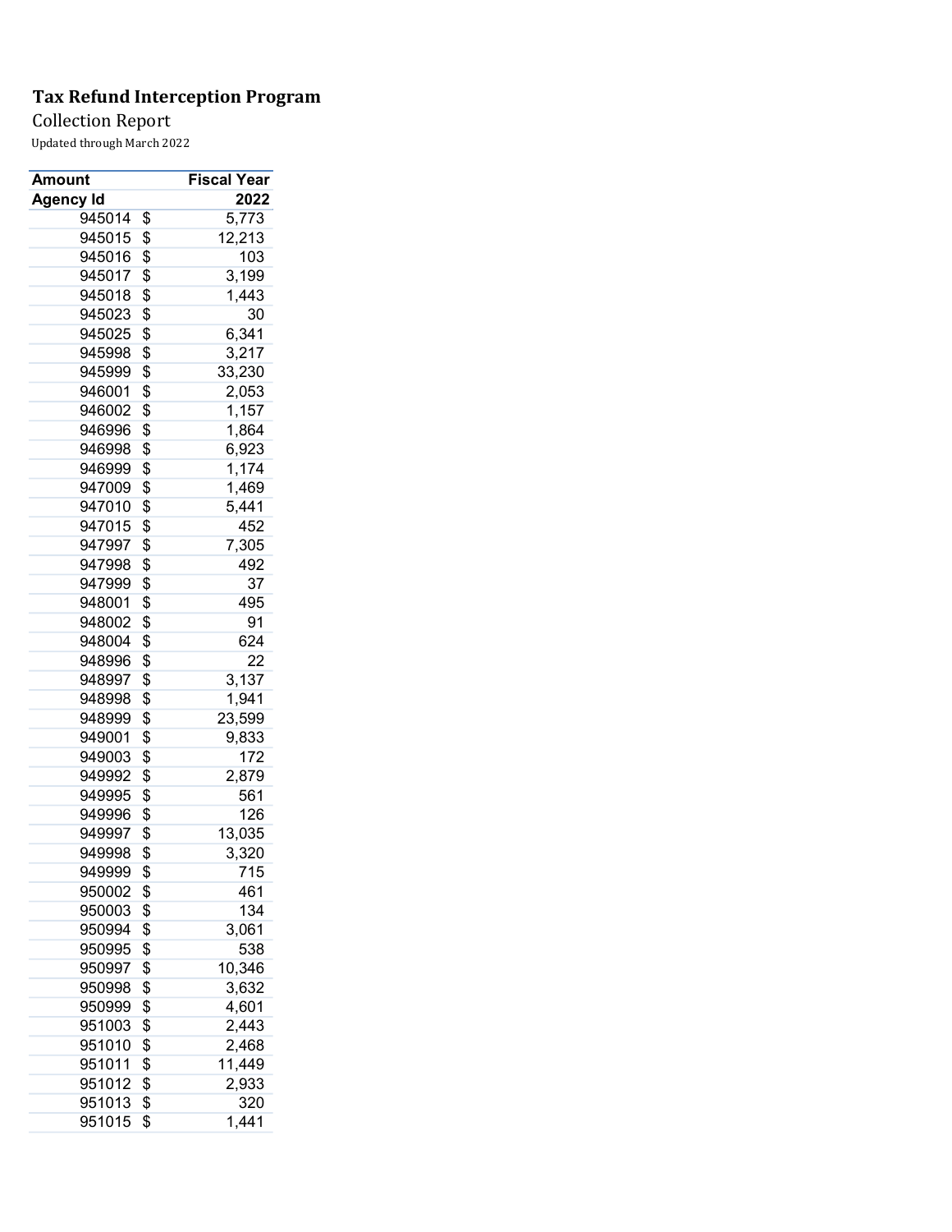**Tax Refund Interception Program**

Collection Report

Updated through March 2022

| Amount | | Fiscal Year |
|---|---|---|
| Agency Id | | 2022 |
| 945014 | $ | 5,773 |
| 945015 | $ | 12,213 |
| 945016 | $ | 103 |
| 945017 | $ | 3,199 |
| 945018 | $ | 1,443 |
| 945023 | $ | 30 |
| 945025 | $ | 6,341 |
| 945998 | $ | 3,217 |
| 945999 | $ | 33,230 |
| 946001 | $ | 2,053 |
| 946002 | $ | 1,157 |
| 946996 | $ | 1,864 |
| 946998 | $ | 6,923 |
| 946999 | $ | 1,174 |
| 947009 | $ | 1,469 |
| 947010 | $ | 5,441 |
| 947015 | $ | 452 |
| 947997 | $ | 7,305 |
| 947998 | $ | 492 |
| 947999 | $ | 37 |
| 948001 | $ | 495 |
| 948002 | $ | 91 |
| 948004 | $ | 624 |
| 948996 | $ | 22 |
| 948997 | $ | 3,137 |
| 948998 | $ | 1,941 |
| 948999 | $ | 23,599 |
| 949001 | $ | 9,833 |
| 949003 | $ | 172 |
| 949992 | $ | 2,879 |
| 949995 | $ | 561 |
| 949996 | $ | 126 |
| 949997 | $ | 13,035 |
| 949998 | $ | 3,320 |
| 949999 | $ | 715 |
| 950002 | $ | 461 |
| 950003 | $ | 134 |
| 950994 | $ | 3,061 |
| 950995 | $ | 538 |
| 950997 | $ | 10,346 |
| 950998 | $ | 3,632 |
| 950999 | $ | 4,601 |
| 951003 | $ | 2,443 |
| 951010 | $ | 2,468 |
| 951011 | $ | 11,449 |
| 951012 | $ | 2,933 |
| 951013 | $ | 320 |
| 951015 | $ | 1,441 |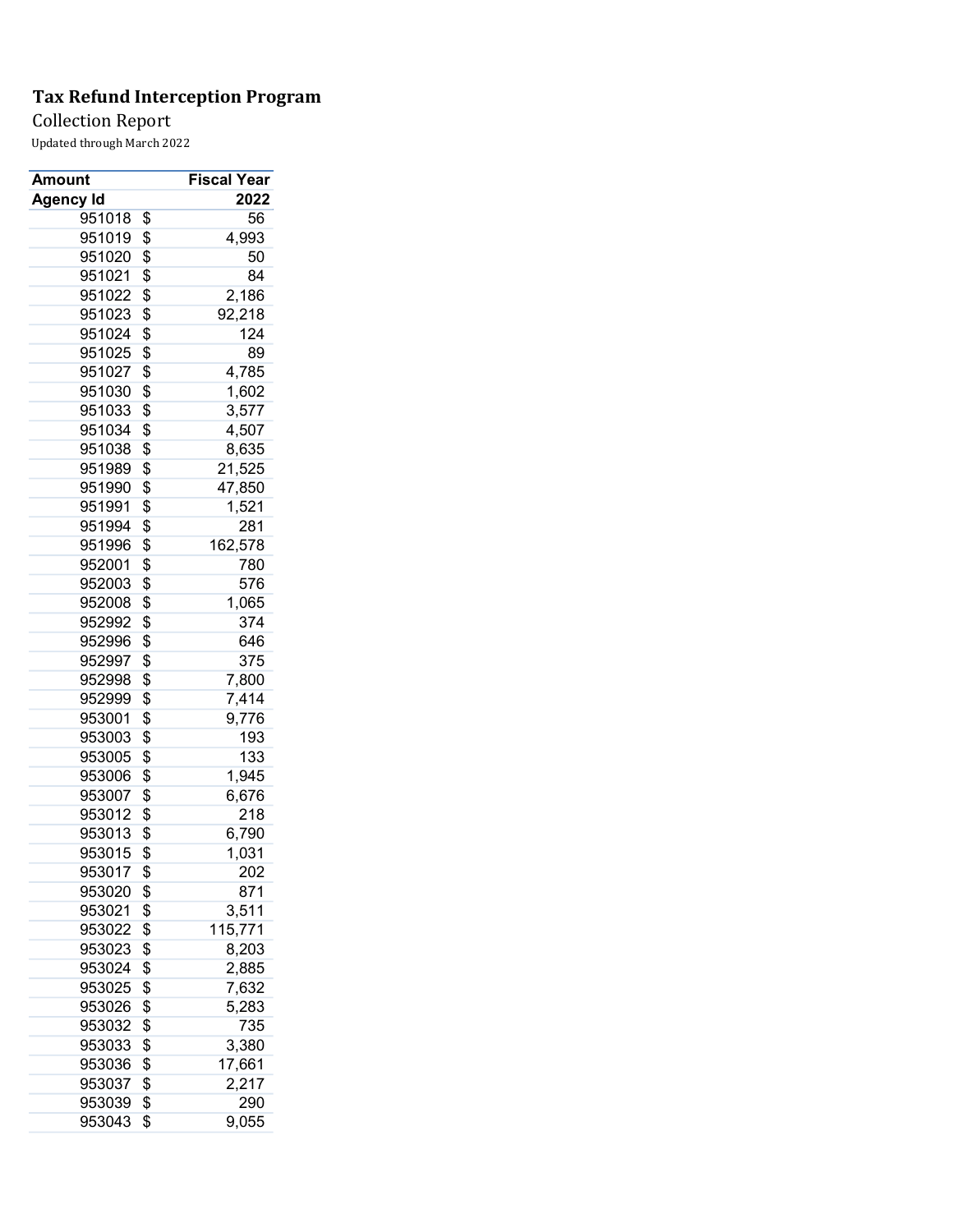**Tax Refund Interception Program**

Collection Report

Updated through March 2022

| Amount | Fiscal Year |
|---|---|
| Agency Id | 2022 |
| 951018 | $ 56 |
| 951019 | $ 4,993 |
| 951020 | $ 50 |
| 951021 | $ 84 |
| 951022 | $ 2,186 |
| 951023 | $ 92,218 |
| 951024 | $ 124 |
| 951025 | $ 89 |
| 951027 | $ 4,785 |
| 951030 | $ 1,602 |
| 951033 | $ 3,577 |
| 951034 | $ 4,507 |
| 951038 | $ 8,635 |
| 951989 | $ 21,525 |
| 951990 | $ 47,850 |
| 951991 | $ 1,521 |
| 951994 | $ 281 |
| 951996 | $ 162,578 |
| 952001 | $ 780 |
| 952003 | $ 576 |
| 952008 | $ 1,065 |
| 952992 | $ 374 |
| 952996 | $ 646 |
| 952997 | $ 375 |
| 952998 | $ 7,800 |
| 952999 | $ 7,414 |
| 953001 | $ 9,776 |
| 953003 | $ 193 |
| 953005 | $ 133 |
| 953006 | $ 1,945 |
| 953007 | $ 6,676 |
| 953012 | $ 218 |
| 953013 | $ 6,790 |
| 953015 | $ 1,031 |
| 953017 | $ 202 |
| 953020 | $ 871 |
| 953021 | $ 3,511 |
| 953022 | $ 115,771 |
| 953023 | $ 8,203 |
| 953024 | $ 2,885 |
| 953025 | $ 7,632 |
| 953026 | $ 5,283 |
| 953032 | $ 735 |
| 953033 | $ 3,380 |
| 953036 | $ 17,661 |
| 953037 | $ 2,217 |
| 953039 | $ 290 |
| 953043 | $ 9,055 |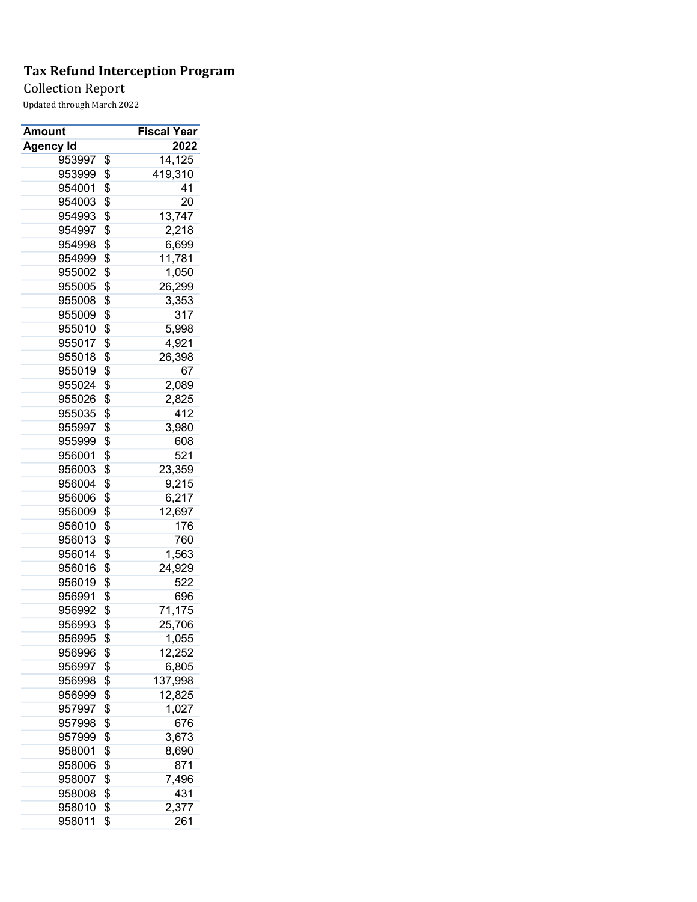**Tax Refund Interception Program**

Collection Report

Updated through March 2022

| Amount | Fiscal Year |
|---|---|
| **Agency Id** | **2022** |
| 953997 | $ 14,125 |
| 953999 | $ 419,310 |
| 954001 | $ 41 |
| 954003 | $ 20 |
| 954993 | $ 13,747 |
| 954997 | $ 2,218 |
| 954998 | $ 6,699 |
| 954999 | $ 11,781 |
| 955002 | $ 1,050 |
| 955005 | $ 26,299 |
| 955008 | $ 3,353 |
| 955009 | $ 317 |
| 955010 | $ 5,998 |
| 955017 | $ 4,921 |
| 955018 | $ 26,398 |
| 955019 | $ 67 |
| 955024 | $ 2,089 |
| 955026 | $ 2,825 |
| 955035 | $ 412 |
| 955997 | $ 3,980 |
| 955999 | $ 608 |
| 956001 | $ 521 |
| 956003 | $ 23,359 |
| 956004 | $ 9,215 |
| 956006 | $ 6,217 |
| 956009 | $ 12,697 |
| 956010 | $ 176 |
| 956013 | $ 760 |
| 956014 | $ 1,563 |
| 956016 | $ 24,929 |
| 956019 | $ 522 |
| 956991 | $ 696 |
| 956992 | $ 71,175 |
| 956993 | $ 25,706 |
| 956995 | $ 1,055 |
| 956996 | $ 12,252 |
| 956997 | $ 6,805 |
| 956998 | $ 137,998 |
| 956999 | $ 12,825 |
| 957997 | $ 1,027 |
| 957998 | $ 676 |
| 957999 | $ 3,673 |
| 958001 | $ 8,690 |
| 958006 | $ 871 |
| 958007 | $ 7,496 |
| 958008 | $ 431 |
| 958010 | $ 2,377 |
| 958011 | $ 261 |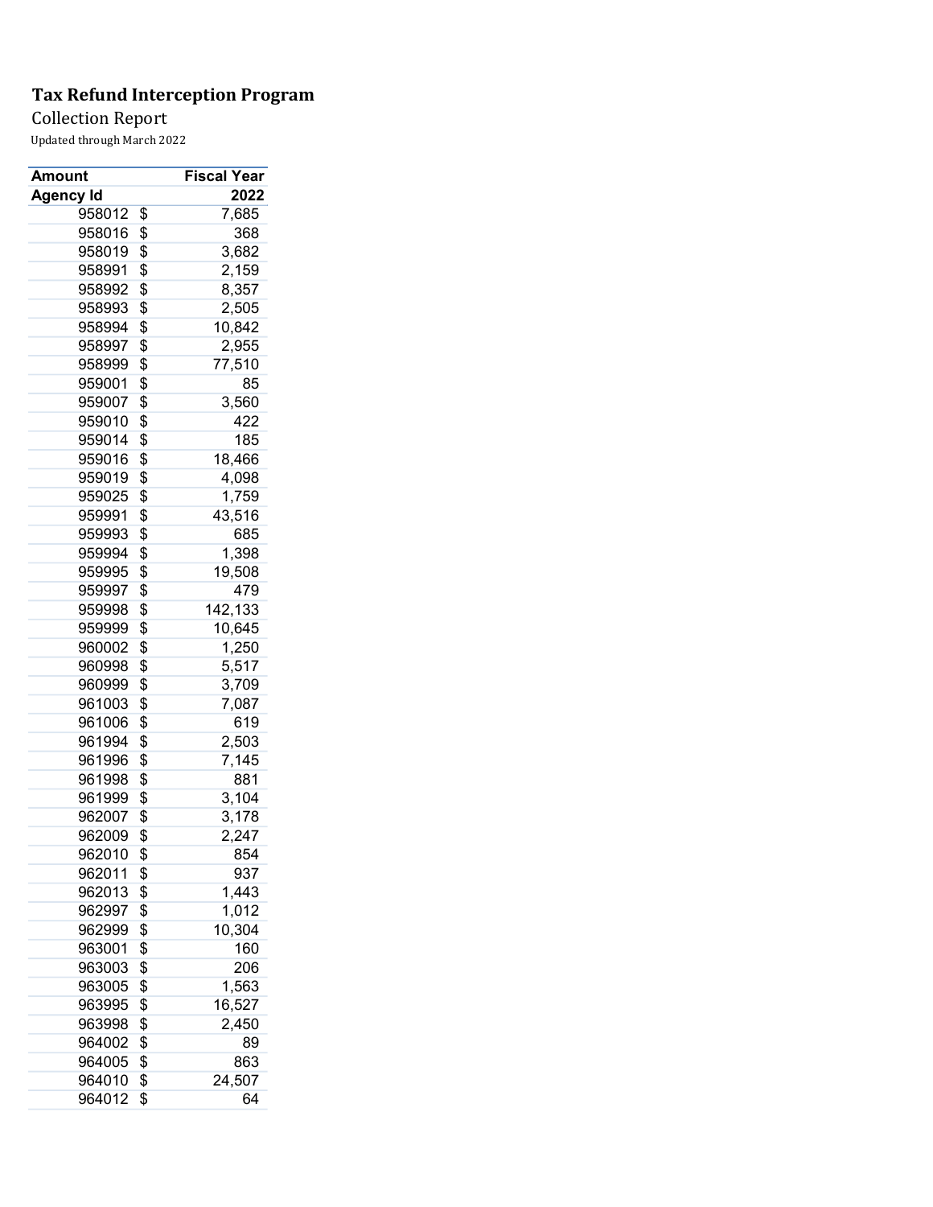**Tax Refund Interception Program**

Collection Report

Updated through March 2022

| Amount | Fiscal Year |
|---|---|
| Agency Id | 2022 |
| 958012 | $ 7,685 |
| 958016 | $ 368 |
| 958019 | $ 3,682 |
| 958991 | $ 2,159 |
| 958992 | $ 8,357 |
| 958993 | $ 2,505 |
| 958994 | $ 10,842 |
| 958997 | $ 2,955 |
| 958999 | $ 77,510 |
| 959001 | $ 85 |
| 959007 | $ 3,560 |
| 959010 | $ 422 |
| 959014 | $ 185 |
| 959016 | $ 18,466 |
| 959019 | $ 4,098 |
| 959025 | $ 1,759 |
| 959991 | $ 43,516 |
| 959993 | $ 685 |
| 959994 | $ 1,398 |
| 959995 | $ 19,508 |
| 959997 | $ 479 |
| 959998 | $ 142,133 |
| 959999 | $ 10,645 |
| 960002 | $ 1,250 |
| 960998 | $ 5,517 |
| 960999 | $ 3,709 |
| 961003 | $ 7,087 |
| 961006 | $ 619 |
| 961994 | $ 2,503 |
| 961996 | $ 7,145 |
| 961998 | $ 881 |
| 961999 | $ 3,104 |
| 962007 | $ 3,178 |
| 962009 | $ 2,247 |
| 962010 | $ 854 |
| 962011 | $ 937 |
| 962013 | $ 1,443 |
| 962997 | $ 1,012 |
| 962999 | $ 10,304 |
| 963001 | $ 160 |
| 963003 | $ 206 |
| 963005 | $ 1,563 |
| 963995 | $ 16,527 |
| 963998 | $ 2,450 |
| 964002 | $ 89 |
| 964005 | $ 863 |
| 964010 | $ 24,507 |
| 964012 | $ 64 |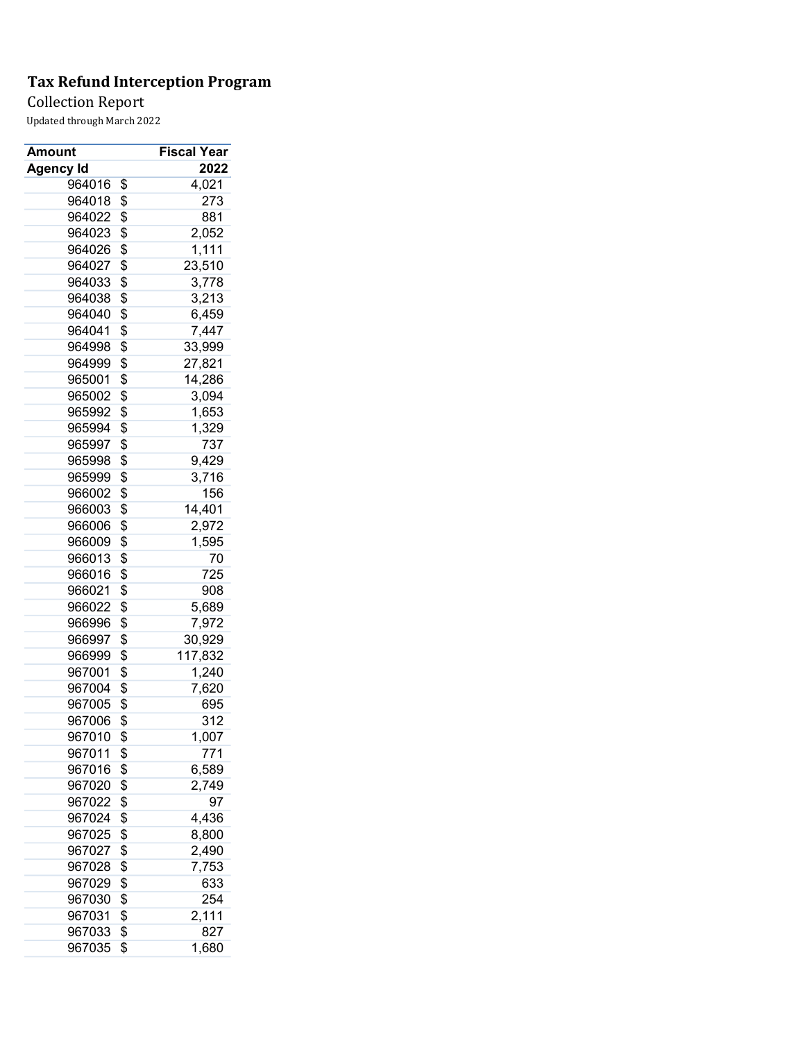**Tax Refund Interception Program**

Collection Report

Updated through March 2022

| Amount | Fiscal Year |
|---|---|
| Agency Id | 2022 |
| 964016 | $ 4,021 |
| 964018 | $ 273 |
| 964022 | $ 881 |
| 964023 | $ 2,052 |
| 964026 | $ 1,111 |
| 964027 | $ 23,510 |
| 964033 | $ 3,778 |
| 964038 | $ 3,213 |
| 964040 | $ 6,459 |
| 964041 | $ 7,447 |
| 964998 | $ 33,999 |
| 964999 | $ 27,821 |
| 965001 | $ 14,286 |
| 965002 | $ 3,094 |
| 965992 | $ 1,653 |
| 965994 | $ 1,329 |
| 965997 | $ 737 |
| 965998 | $ 9,429 |
| 965999 | $ 3,716 |
| 966002 | $ 156 |
| 966003 | $ 14,401 |
| 966006 | $ 2,972 |
| 966009 | $ 1,595 |
| 966013 | $ 70 |
| 966016 | $ 725 |
| 966021 | $ 908 |
| 966022 | $ 5,689 |
| 966996 | $ 7,972 |
| 966997 | $ 30,929 |
| 966999 | $ 117,832 |
| 967001 | $ 1,240 |
| 967004 | $ 7,620 |
| 967005 | $ 695 |
| 967006 | $ 312 |
| 967010 | $ 1,007 |
| 967011 | $ 771 |
| 967016 | $ 6,589 |
| 967020 | $ 2,749 |
| 967022 | $ 97 |
| 967024 | $ 4,436 |
| 967025 | $ 8,800 |
| 967027 | $ 2,490 |
| 967028 | $ 7,753 |
| 967029 | $ 633 |
| 967030 | $ 254 |
| 967031 | $ 2,111 |
| 967033 | $ 827 |
| 967035 | $ 1,680 |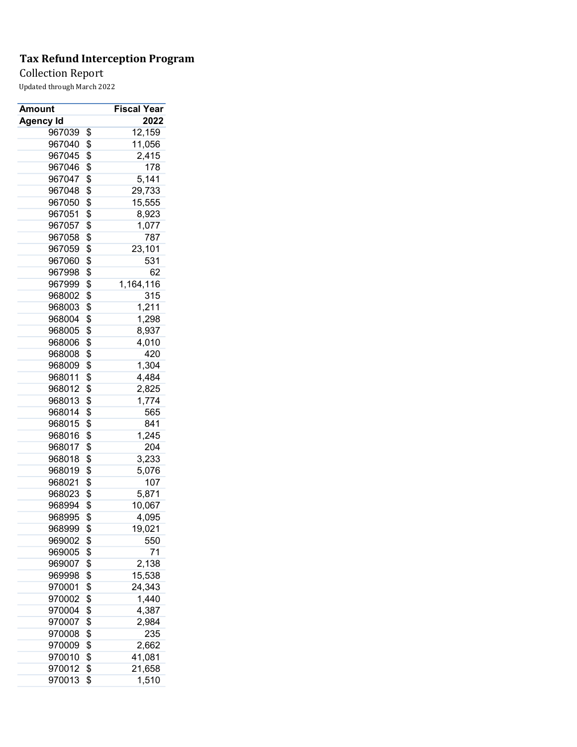# Tax Refund Interception Program

Collection Report

Updated through March 2022

| Amount | Fiscal Year |
|---|---|
| Agency Id | 2022 |
| 967039 | $ 12,159 |
| 967040 | $ 11,056 |
| 967045 | $ 2,415 |
| 967046 | $ 178 |
| 967047 | $ 5,141 |
| 967048 | $ 29,733 |
| 967050 | $ 15,555 |
| 967051 | $ 8,923 |
| 967057 | $ 1,077 |
| 967058 | $ 787 |
| 967059 | $ 23,101 |
| 967060 | $ 531 |
| 967998 | $ 62 |
| 967999 | $ 1,164,116 |
| 968002 | $ 315 |
| 968003 | $ 1,211 |
| 968004 | $ 1,298 |
| 968005 | $ 8,937 |
| 968006 | $ 4,010 |
| 968008 | $ 420 |
| 968009 | $ 1,304 |
| 968011 | $ 4,484 |
| 968012 | $ 2,825 |
| 968013 | $ 1,774 |
| 968014 | $ 565 |
| 968015 | $ 841 |
| 968016 | $ 1,245 |
| 968017 | $ 204 |
| 968018 | $ 3,233 |
| 968019 | $ 5,076 |
| 968021 | $ 107 |
| 968023 | $ 5,871 |
| 968994 | $ 10,067 |
| 968995 | $ 4,095 |
| 968999 | $ 19,021 |
| 969002 | $ 550 |
| 969005 | $ 71 |
| 969007 | $ 2,138 |
| 969998 | $ 15,538 |
| 970001 | $ 24,343 |
| 970002 | $ 1,440 |
| 970004 | $ 4,387 |
| 970007 | $ 2,984 |
| 970008 | $ 235 |
| 970009 | $ 2,662 |
| 970010 | $ 41,081 |
| 970012 | $ 21,658 |
| 970013 | $ 1,510 |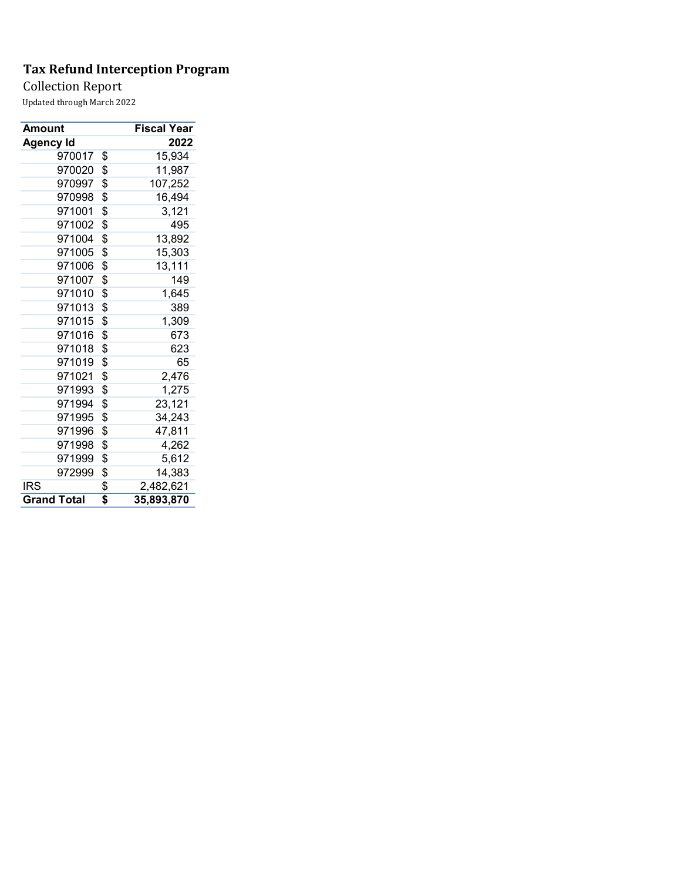**Tax Refund Interception Program**

Collection Report

Updated through March 2022

| Amount | | Fiscal Year |
|---|---|---|
| **Agency Id** | | **2022** |
| 970017 | $ | 15,934 |
| 970020 | $ | 11,987 |
| 970997 | $ | 107,252 |
| 970998 | $ | 16,494 |
| 971001 | $ | 3,121 |
| 971002 | $ | 495 |
| 971004 | $ | 13,892 |
| 971005 | $ | 15,303 |
| 971006 | $ | 13,111 |
| 971007 | $ | 149 |
| 971010 | $ | 1,645 |
| 971013 | $ | 389 |
| 971015 | $ | 1,309 |
| 971016 | $ | 673 |
| 971018 | $ | 623 |
| 971019 | $ | 65 |
| 971021 | $ | 2,476 |
| 971993 | $ | 1,275 |
| 971994 | $ | 23,121 |
| 971995 | $ | 34,243 |
| 971996 | $ | 47,811 |
| 971998 | $ | 4,262 |
| 971999 | $ | 5,612 |
| 972999 | $ | 14,383 |
| IRS | $ | 2,482,621 |
| **Grand Total** | **$** | **35,893,870** |